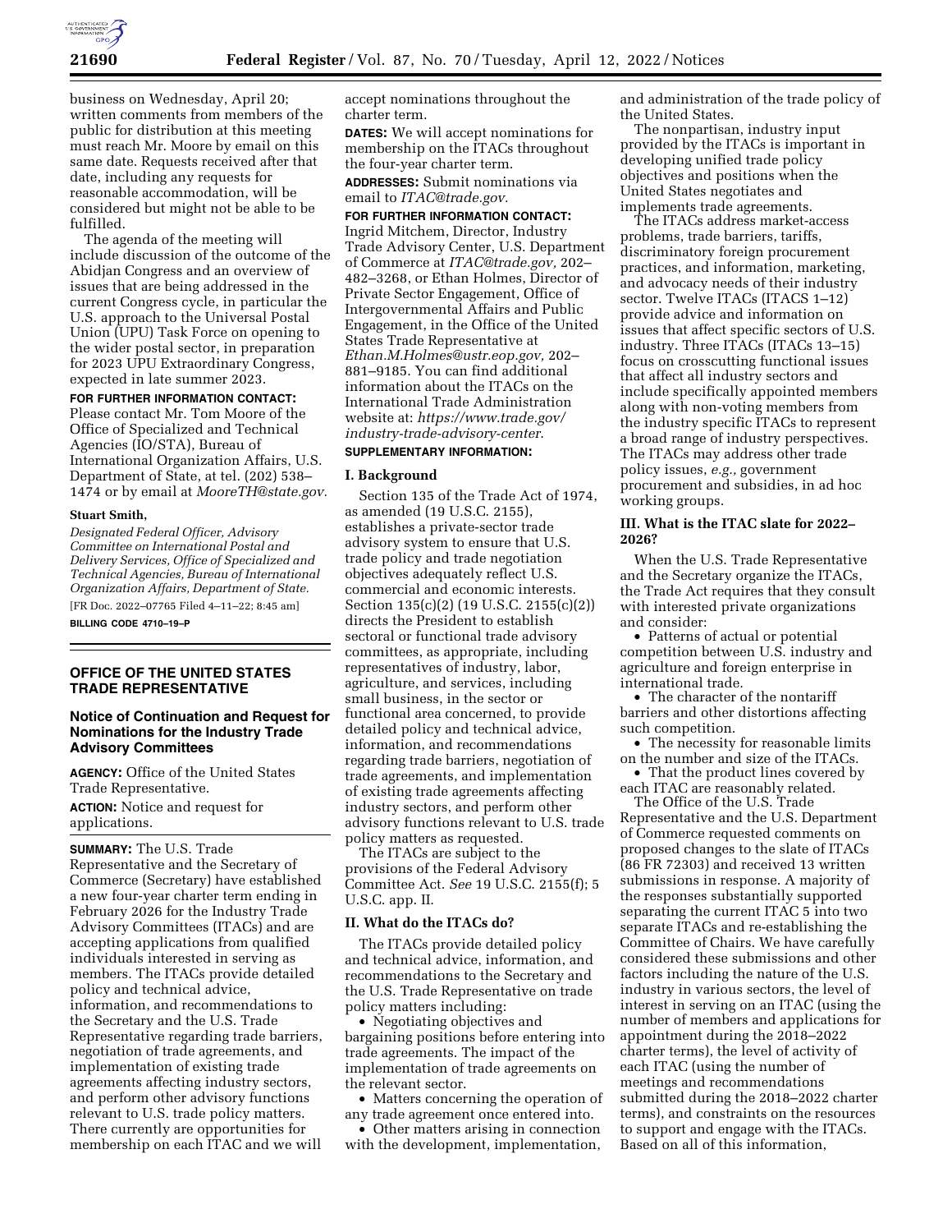business on Wednesday, April 20; written comments from members of the public for distribution at this meeting must reach Mr. Moore by email on this same date. Requests received after that date, including any requests for reasonable accommodation, will be considered but might not be able to be fulfilled.

The agenda of the meeting will include discussion of the outcome of the Abidjan Congress and an overview of issues that are being addressed in the current Congress cycle, in particular the U.S. approach to the Universal Postal Union (UPU) Task Force on opening to the wider postal sector, in preparation for 2023 UPU Extraordinary Congress, expected in late summer 2023.

**FOR FURTHER INFORMATION CONTACT:** Please contact Mr. Tom Moore of the Office of Specialized and Technical Agencies (IO/STA), Bureau of International Organization Affairs, U.S. Department of State, at tel. (202) 538–1474 or by email at *MooreTH@state.gov.*

**Stuart Smith,**

*Designated Federal Officer, Advisory Committee on International Postal and Delivery Services, Office of Specialized and Technical Agencies, Bureau of International Organization Affairs, Department of State.*

[FR Doc. 2022–07765 Filed 4–11–22; 8:45 am]

**BILLING CODE 4710–19–P**

## OFFICE OF THE UNITED STATES TRADE REPRESENTATIVE

### Notice of Continuation and Request for Nominations for the Industry Trade Advisory Committees

**AGENCY:** Office of the United States Trade Representative.

**ACTION:** Notice and request for applications.

**SUMMARY:** The U.S. Trade Representative and the Secretary of Commerce (Secretary) have established a new four-year charter term ending in February 2026 for the Industry Trade Advisory Committees (ITACs) and are accepting applications from qualified individuals interested in serving as members. The ITACs provide detailed policy and technical advice, information, and recommendations to the Secretary and the U.S. Trade Representative regarding trade barriers, negotiation of trade agreements, and implementation of existing trade agreements affecting industry sectors, and perform other advisory functions relevant to U.S. trade policy matters. There currently are opportunities for membership on each ITAC and we will accept nominations throughout the charter term.

**DATES:** We will accept nominations for membership on the ITACs throughout the four-year charter term.

**ADDRESSES:** Submit nominations via email to *ITAC@trade.gov.*

**FOR FURTHER INFORMATION CONTACT:** Ingrid Mitchem, Director, Industry Trade Advisory Center, U.S. Department of Commerce at *ITAC@trade.gov,* 202–482–3268, or Ethan Holmes, Director of Private Sector Engagement, Office of Intergovernmental Affairs and Public Engagement, in the Office of the United States Trade Representative at *Ethan.M.Holmes@ustr.eop.gov,* 202–881–9185. You can find additional information about the ITACs on the International Trade Administration website at: *https://www.trade.gov/industry-trade-advisory-center*.

**SUPPLEMENTARY INFORMATION:**

### I. Background

Section 135 of the Trade Act of 1974, as amended (19 U.S.C. 2155), establishes a private-sector trade advisory system to ensure that U.S. trade policy and trade negotiation objectives adequately reflect U.S. commercial and economic interests. Section 135(c)(2) (19 U.S.C. 2155(c)(2)) directs the President to establish sectoral or functional trade advisory committees, as appropriate, including representatives of industry, labor, agriculture, and services, including small business, in the sector or functional area concerned, to provide detailed policy and technical advice, information, and recommendations regarding trade barriers, negotiation of trade agreements, and implementation of existing trade agreements affecting industry sectors, and perform other advisory functions relevant to U.S. trade policy matters as requested.

The ITACs are subject to the provisions of the Federal Advisory Committee Act. *See* 19 U.S.C. 2155(f); 5 U.S.C. app. II.

### II. What do the ITACs do?

The ITACs provide detailed policy and technical advice, information, and recommendations to the Secretary and the U.S. Trade Representative on trade policy matters including:

- Negotiating objectives and bargaining positions before entering into trade agreements. The impact of the implementation of trade agreements on the relevant sector.
- Matters concerning the operation of any trade agreement once entered into.
- Other matters arising in connection with the development, implementation, and administration of the trade policy of the United States.

The nonpartisan, industry input provided by the ITACs is important in developing unified trade policy objectives and positions when the United States negotiates and implements trade agreements.

The ITACs address market-access problems, trade barriers, tariffs, discriminatory foreign procurement practices, and information, marketing, and advocacy needs of their industry sector. Twelve ITACs (ITACS 1–12) provide advice and information on issues that affect specific sectors of U.S. industry. Three ITACs (ITACs 13–15) focus on crosscutting functional issues that affect all industry sectors and include specifically appointed members along with non-voting members from the industry specific ITACs to represent a broad range of industry perspectives. The ITACs may address other trade policy issues, *e.g.,* government procurement and subsidies, in ad hoc working groups.

### III. What is the ITAC slate for 2022–2026?

When the U.S. Trade Representative and the Secretary organize the ITACs, the Trade Act requires that they consult with interested private organizations and consider:

- Patterns of actual or potential competition between U.S. industry and agriculture and foreign enterprise in international trade.
- The character of the nontariff barriers and other distortions affecting such competition.
- The necessity for reasonable limits on the number and size of the ITACs.
- That the product lines covered by each ITAC are reasonably related.

The Office of the U.S. Trade Representative and the U.S. Department of Commerce requested comments on proposed changes to the slate of ITACs (86 FR 72303) and received 13 written submissions in response. A majority of the responses substantially supported separating the current ITAC 5 into two separate ITACs and re-establishing the Committee of Chairs. We have carefully considered these submissions and other factors including the nature of the U.S. industry in various sectors, the level of interest in serving on an ITAC (using the number of members and applications for appointment during the 2018–2022 charter terms), the level of activity of each ITAC (using the number of meetings and recommendations submitted during the 2018–2022 charter terms), and constraints on the resources to support and engage with the ITACs. Based on all of this information,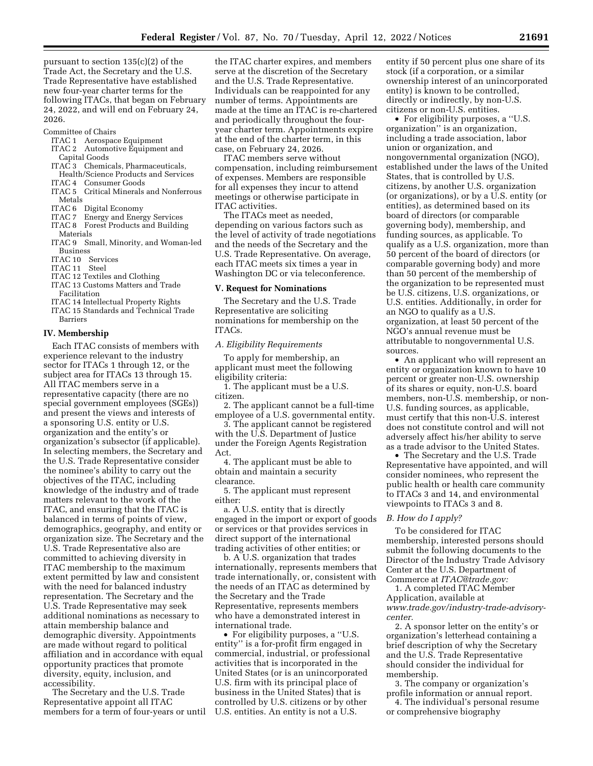pursuant to section 135(c)(2) of the Trade Act, the Secretary and the U.S. Trade Representative have established new four-year charter terms for the following ITACs, that began on February 24, 2022, and will end on February 24, 2026.

Committee of Chairs
- ITAC 1 Aerospace Equipment
- ITAC 2 Automotive Equipment and Capital Goods
- ITAC 3 Chemicals, Pharmaceuticals, Health/Science Products and Services
- ITAC 4 Consumer Goods
- ITAC 5 Critical Minerals and Nonferrous Metals
- ITAC 6 Digital Economy
- ITAC 7 Energy and Energy Services
- ITAC 8 Forest Products and Building Materials
- ITAC 9 Small, Minority, and Woman-led Business
- ITAC 10 Services
- ITAC 11 Steel
- ITAC 12 Textiles and Clothing
- ITAC 13 Customs Matters and Trade Facilitation
- ITAC 14 Intellectual Property Rights
- ITAC 15 Standards and Technical Trade Barriers

## IV. Membership

Each ITAC consists of members with experience relevant to the industry sector for ITACs 1 through 12, or the subject area for ITACs 13 through 15. All ITAC members serve in a representative capacity (there are no special government employees (SGEs)) and present the views and interests of a sponsoring U.S. entity or U.S. organization and the entity's or organization's subsector (if applicable). In selecting members, the Secretary and the U.S. Trade Representative consider the nominee's ability to carry out the objectives of the ITAC, including knowledge of the industry and of trade matters relevant to the work of the ITAC, and ensuring that the ITAC is balanced in terms of points of view, demographics, geography, and entity or organization size. The Secretary and the U.S. Trade Representative also are committed to achieving diversity in ITAC membership to the maximum extent permitted by law and consistent with the need for balanced industry representation. The Secretary and the U.S. Trade Representative may seek additional nominations as necessary to attain membership balance and demographic diversity. Appointments are made without regard to political affiliation and in accordance with equal opportunity practices that promote diversity, equity, inclusion, and accessibility.

The Secretary and the U.S. Trade Representative appoint all ITAC members for a term of four-years or until the ITAC charter expires, and members serve at the discretion of the Secretary and the U.S. Trade Representative. Individuals can be reappointed for any number of terms. Appointments are made at the time an ITAC is re-chartered and periodically throughout the four-year charter term. Appointments expire at the end of the charter term, in this case, on February 24, 2026.

ITAC members serve without compensation, including reimbursement of expenses. Members are responsible for all expenses they incur to attend meetings or otherwise participate in ITAC activities.

The ITACs meet as needed, depending on various factors such as the level of activity of trade negotiations and the needs of the Secretary and the U.S. Trade Representative. On average, each ITAC meets six times a year in Washington DC or via teleconference.

## V. Request for Nominations

The Secretary and the U.S. Trade Representative are soliciting nominations for membership on the ITACs.

### *A. Eligibility Requirements*

To apply for membership, an applicant must meet the following eligibility criteria:

1. The applicant must be a U.S. citizen.
2. The applicant cannot be a full-time employee of a U.S. governmental entity.
3. The applicant cannot be registered with the U.S. Department of Justice under the Foreign Agents Registration Act.
4. The applicant must be able to obtain and maintain a security clearance.
5. The applicant must represent either:

a. A U.S. entity that is directly engaged in the import or export of goods or services or that provides services in direct support of the international trading activities of other entities; or

b. A U.S. organization that trades internationally, represents members that trade internationally, or, consistent with the needs of an ITAC as determined by the Secretary and the Trade Representative, represents members who have a demonstrated interest in international trade.

- For eligibility purposes, a "U.S. entity" is a for-profit firm engaged in commercial, industrial, or professional activities that is incorporated in the United States (or is an unincorporated U.S. firm with its principal place of business in the United States) that is controlled by U.S. citizens or by other U.S. entities. An entity is not a U.S. entity if 50 percent plus one share of its stock (if a corporation, or a similar ownership interest of an unincorporated entity) is known to be controlled, directly or indirectly, by non-U.S. citizens or non-U.S. entities.
- For eligibility purposes, a "U.S. organization" is an organization, including a trade association, labor union or organization, and nongovernmental organization (NGO), established under the laws of the United States, that is controlled by U.S. citizens, by another U.S. organization (or organizations), or by a U.S. entity (or entities), as determined based on its board of directors (or comparable governing body), membership, and funding sources, as applicable. To qualify as a U.S. organization, more than 50 percent of the board of directors (or comparable governing body) and more than 50 percent of the membership of the organization to be represented must be U.S. citizens, U.S. organizations, or U.S. entities. Additionally, in order for an NGO to qualify as a U.S. organization, at least 50 percent of the NGO's annual revenue must be attributable to nongovernmental U.S. sources.
- An applicant who will represent an entity or organization known to have 10 percent or greater non-U.S. ownership of its shares or equity, non-U.S. board members, non-U.S. membership, or non-U.S. funding sources, as applicable, must certify that this non-U.S. interest does not constitute control and will not adversely affect his/her ability to serve as a trade advisor to the United States.
- The Secretary and the U.S. Trade Representative have appointed, and will consider nominees, who represent the public health or health care community to ITACs 3 and 14, and environmental viewpoints to ITACs 3 and 8.

### *B. How do I apply?*

To be considered for ITAC membership, interested persons should submit the following documents to the Director of the Industry Trade Advisory Center at the U.S. Department of Commerce at *ITAC@trade.gov:*

1. A completed ITAC Member Application, available at *www.trade.gov/industry-trade-advisory-center.*
2. A sponsor letter on the entity's or organization's letterhead containing a brief description of why the Secretary and the U.S. Trade Representative should consider the individual for membership.
3. The company or organization's profile information or annual report.
4. The individual's personal resume or comprehensive biography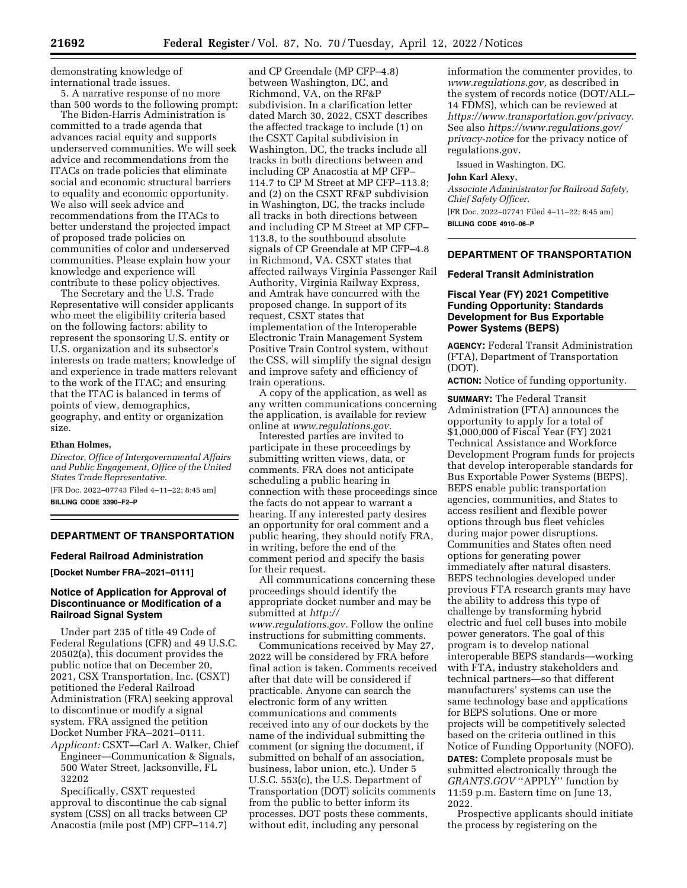demonstrating knowledge of international trade issues.

5. A narrative response of no more than 500 words to the following prompt:

The Biden-Harris Administration is committed to a trade agenda that advances racial equity and supports underserved communities. We will seek advice and recommendations from the ITACs on trade policies that eliminate social and economic structural barriers to equality and economic opportunity. We also will seek advice and recommendations from the ITACs to better understand the projected impact of proposed trade policies on communities of color and underserved communities. Please explain how your knowledge and experience will contribute to these policy objectives.

The Secretary and the U.S. Trade Representative will consider applicants who meet the eligibility criteria based on the following factors: ability to represent the sponsoring U.S. entity or U.S. organization and its subsector's interests on trade matters; knowledge of and experience in trade matters relevant to the work of the ITAC; and ensuring that the ITAC is balanced in terms of points of view, demographics, geography, and entity or organization size.

**Ethan Holmes,**

*Director, Office of Intergovernmental Affairs and Public Engagement, Office of the United States Trade Representative.*

[FR Doc. 2022–07743 Filed 4–11–22; 8:45 am]

**BILLING CODE 3390–F2–P**

## DEPARTMENT OF TRANSPORTATION

### Federal Railroad Administration

**[Docket Number FRA–2021–0111]**

### Notice of Application for Approval of Discontinuance or Modification of a Railroad Signal System

Under part 235 of title 49 Code of Federal Regulations (CFR) and 49 U.S.C. 20502(a), this document provides the public notice that on December 20, 2021, CSX Transportation, Inc. (CSXT) petitioned the Federal Railroad Administration (FRA) seeking approval to discontinue or modify a signal system. FRA assigned the petition Docket Number FRA–2021–0111.

*Applicant:* CSXT—Carl A. Walker, Chief Engineer—Communication & Signals, 500 Water Street, Jacksonville, FL 32202

Specifically, CSXT requested approval to discontinue the cab signal system (CSS) on all tracks between CP Anacostia (mile post (MP) CFP–114.7) and CP Greendale (MP CFP–4.8) between Washington, DC, and Richmond, VA, on the RF&P subdivision. In a clarification letter dated March 30, 2022, CSXT describes the affected trackage to include (1) on the CSXT Capital subdivision in Washington, DC, the tracks include all tracks in both directions between and including CP Anacostia at MP CFP–114.7 to CP M Street at MP CFP–113.8; and (2) on the CSXT RF&P subdivision in Washington, DC, the tracks include all tracks in both directions between and including CP M Street at MP CFP–113.8, to the southbound absolute signals of CP Greendale at MP CFP–4.8 in Richmond, VA. CSXT states that affected railways Virginia Passenger Rail Authority, Virginia Railway Express, and Amtrak have concurred with the proposed change. In support of its request, CSXT states that implementation of the Interoperable Electronic Train Management System Positive Train Control system, without the CSS, will simplify the signal design and improve safety and efficiency of train operations.

A copy of the application, as well as any written communications concerning the application, is available for review online at *www.regulations.gov*.

Interested parties are invited to participate in these proceedings by submitting written views, data, or comments. FRA does not anticipate scheduling a public hearing in connection with these proceedings since the facts do not appear to warrant a hearing. If any interested party desires an opportunity for oral comment and a public hearing, they should notify FRA, in writing, before the end of the comment period and specify the basis for their request.

All communications concerning these proceedings should identify the appropriate docket number and may be submitted at *http://www.regulations.gov.* Follow the online instructions for submitting comments.

Communications received by May 27, 2022 will be considered by FRA before final action is taken. Comments received after that date will be considered if practicable. Anyone can search the electronic form of any written communications and comments received into any of our dockets by the name of the individual submitting the comment (or signing the document, if submitted on behalf of an association, business, labor union, etc.). Under 5 U.S.C. 553(c), the U.S. Department of Transportation (DOT) solicits comments from the public to better inform its processes. DOT posts these comments, without edit, including any personal information the commenter provides, to *www.regulations.gov,* as described in the system of records notice (DOT/ALL–14 FDMS), which can be reviewed at *https://www.transportation.gov/privacy.* See also *https://www.regulations.gov/privacy-notice* for the privacy notice of regulations.gov.

Issued in Washington, DC.

**John Karl Alexy,**

*Associate Administrator for Railroad Safety, Chief Safety Officer.*

[FR Doc. 2022–07741 Filed 4–11–22; 8:45 am]

**BILLING CODE 4910–06–P**

## DEPARTMENT OF TRANSPORTATION

### Federal Transit Administration

### Fiscal Year (FY) 2021 Competitive Funding Opportunity: Standards Development for Bus Exportable Power Systems (BEPS)

**AGENCY:** Federal Transit Administration (FTA), Department of Transportation (DOT).

**ACTION:** Notice of funding opportunity.

**SUMMARY:** The Federal Transit Administration (FTA) announces the opportunity to apply for a total of $1,000,000 of Fiscal Year (FY) 2021 Technical Assistance and Workforce Development Program funds for projects that develop interoperable standards for Bus Exportable Power Systems (BEPS). BEPS enable public transportation agencies, communities, and States to access resilient and flexible power options through bus fleet vehicles during major power disruptions. Communities and States often need options for generating power immediately after natural disasters. BEPS technologies developed under previous FTA research grants may have the ability to address this type of challenge by transforming hybrid electric and fuel cell buses into mobile power generators. The goal of this program is to develop national interoperable BEPS standards—working with FTA, industry stakeholders and technical partners—so that different manufacturers' systems can use the same technology base and applications for BEPS solutions. One or more projects will be competitively selected based on the criteria outlined in this Notice of Funding Opportunity (NOFO).

**DATES:** Complete proposals must be submitted electronically through the *GRANTS.GOV* ''APPLY'' function by 11:59 p.m. Eastern time on June 13, 2022.

Prospective applicants should initiate the process by registering on the